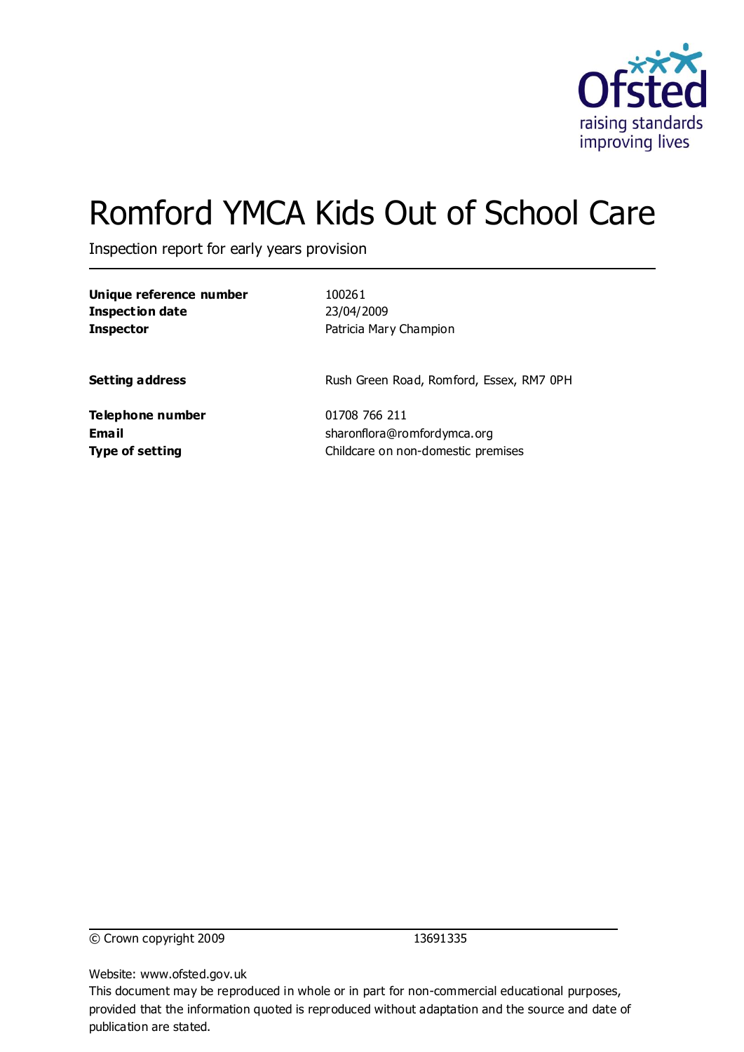Ofsted
raising standards
improving lives

# Romford YMCA Kids Out of School Care

Inspection report for early years provision

| | |
|---|---|
| **Unique reference number** | 100261 |
| **Inspection date** | 23/04/2009 |
| **Inspector** | Patricia Mary Champion |
| | |
| **Setting address** | Rush Green Road, Romford, Essex, RM7 0PH |
| | |
| **Telephone number** | 01708 766 211 |
| **Email** | sharonflora@romfordymca.org |
| **Type of setting** | Childcare on non-domestic premises |

© Crown copyright 2009 13691335

Website: www.ofsted.gov.uk

This document may be reproduced in whole or in part for non-commercial educational purposes, provided that the information quoted is reproduced without adaptation and the source and date of publication are stated.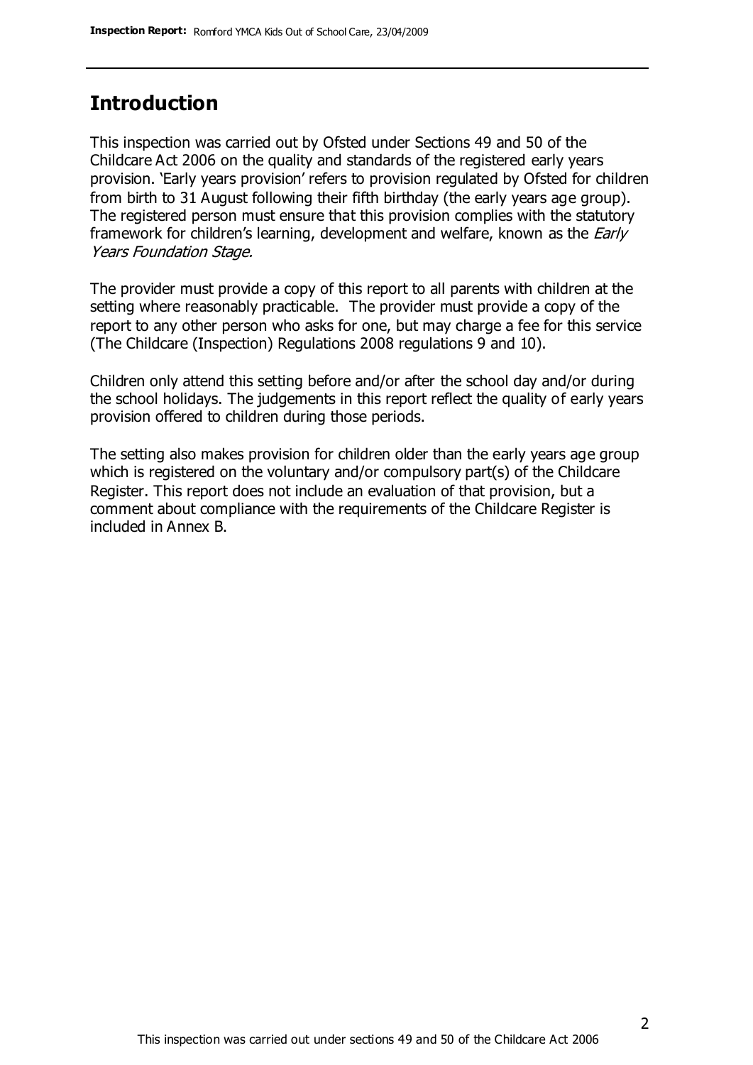## Introduction

This inspection was carried out by Ofsted under Sections 49 and 50 of the Childcare Act 2006 on the quality and standards of the registered early years provision. 'Early years provision' refers to provision regulated by Ofsted for children from birth to 31 August following their fifth birthday (the early years age group). The registered person must ensure that this provision complies with the statutory framework for children's learning, development and welfare, known as the *Early Years Foundation Stage*.

The provider must provide a copy of this report to all parents with children at the setting where reasonably practicable. The provider must provide a copy of the report to any other person who asks for one, but may charge a fee for this service (The Childcare (Inspection) Regulations 2008 regulations 9 and 10).

Children only attend this setting before and/or after the school day and/or during the school holidays. The judgements in this report reflect the quality of early years provision offered to children during those periods.

The setting also makes provision for children older than the early years age group which is registered on the voluntary and/or compulsory part(s) of the Childcare Register. This report does not include an evaluation of that provision, but a comment about compliance with the requirements of the Childcare Register is included in Annex B.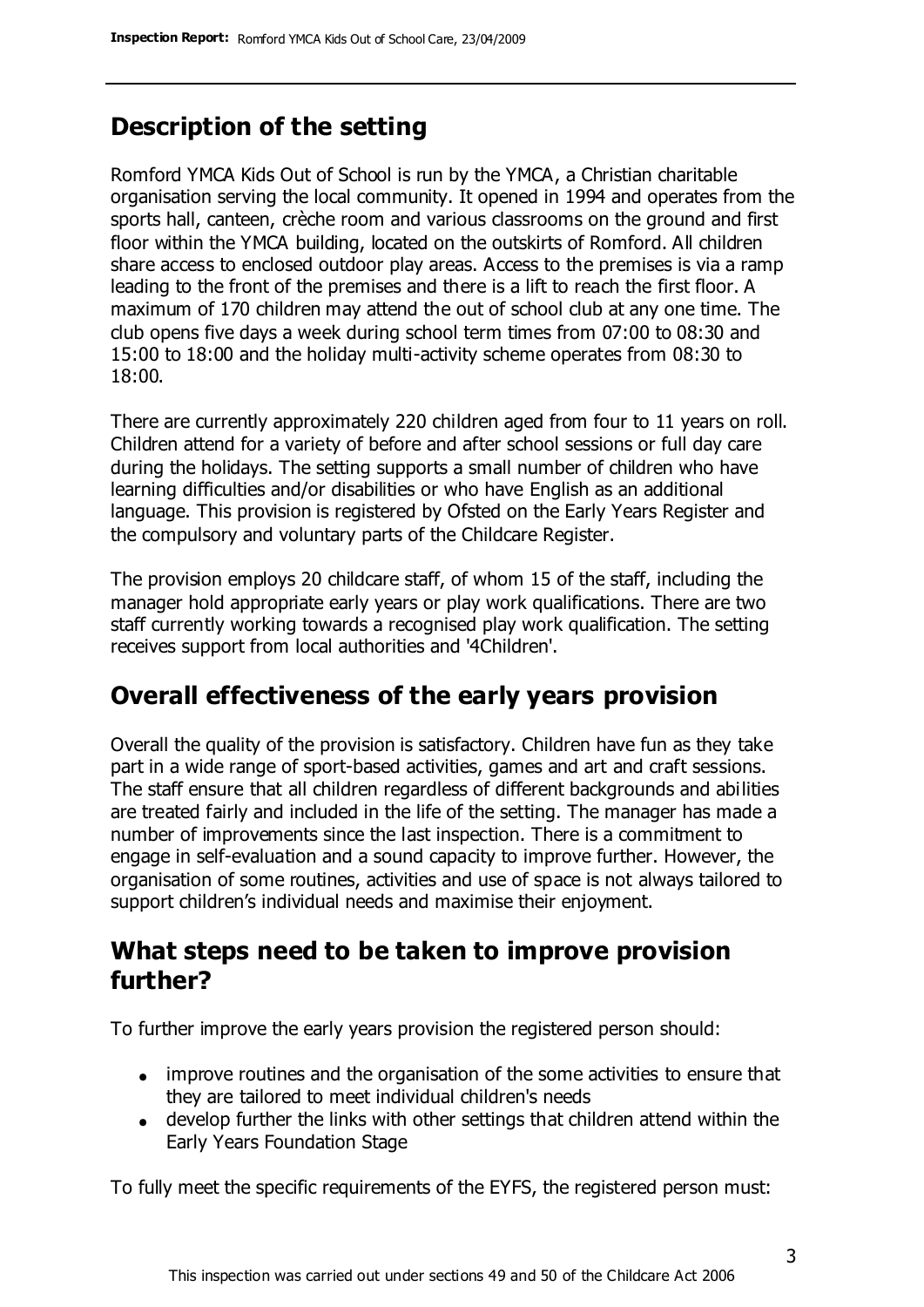## Description of the setting

Romford YMCA Kids Out of School is run by the YMCA, a Christian charitable organisation serving the local community. It opened in 1994 and operates from the sports hall, canteen, crèche room and various classrooms on the ground and first floor within the YMCA building, located on the outskirts of Romford. All children share access to enclosed outdoor play areas. Access to the premises is via a ramp leading to the front of the premises and there is a lift to reach the first floor. A maximum of 170 children may attend the out of school club at any one time. The club opens five days a week during school term times from 07:00 to 08:30 and 15:00 to 18:00 and the holiday multi-activity scheme operates from 08:30 to 18:00.

There are currently approximately 220 children aged from four to 11 years on roll. Children attend for a variety of before and after school sessions or full day care during the holidays. The setting supports a small number of children who have learning difficulties and/or disabilities or who have English as an additional language. This provision is registered by Ofsted on the Early Years Register and the compulsory and voluntary parts of the Childcare Register.

The provision employs 20 childcare staff, of whom 15 of the staff, including the manager hold appropriate early years or play work qualifications. There are two staff currently working towards a recognised play work qualification. The setting receives support from local authorities and '4Children'.

## Overall effectiveness of the early years provision

Overall the quality of the provision is satisfactory. Children have fun as they take part in a wide range of sport-based activities, games and art and craft sessions. The staff ensure that all children regardless of different backgrounds and abilities are treated fairly and included in the life of the setting. The manager has made a number of improvements since the last inspection. There is a commitment to engage in self-evaluation and a sound capacity to improve further. However, the organisation of some routines, activities and use of space is not always tailored to support children's individual needs and maximise their enjoyment.

## What steps need to be taken to improve provision further?

To further improve the early years provision the registered person should:

- improve routines and the organisation of the some activities to ensure that they are tailored to meet individual children's needs
- develop further the links with other settings that children attend within the Early Years Foundation Stage

To fully meet the specific requirements of the EYFS, the registered person must:

This inspection was carried out under sections 49 and 50 of the Childcare Act 2006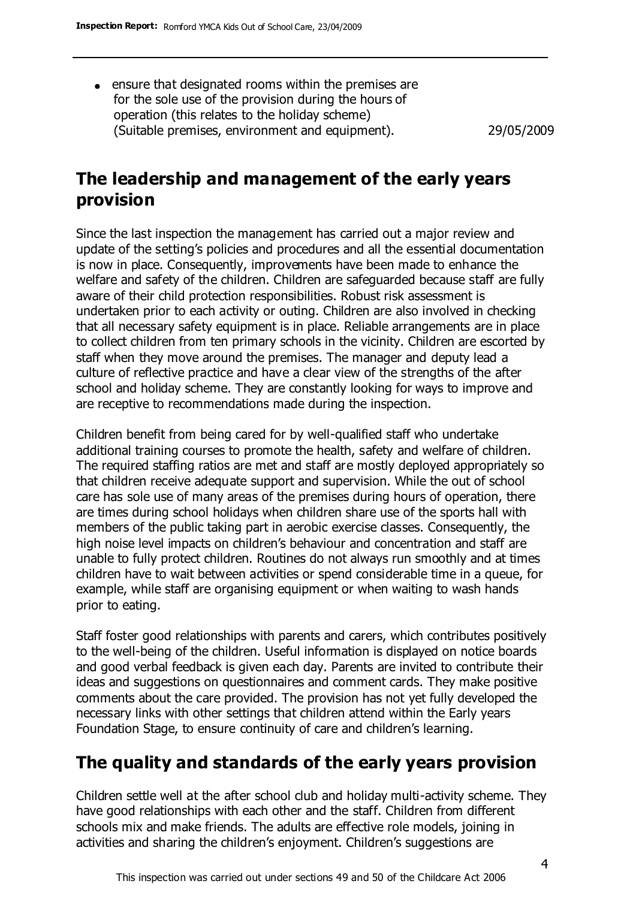- ensure that designated rooms within the premises are for the sole use of the provision during the hours of operation (this relates to the holiday scheme) (Suitable premises, environment and equipment). 29/05/2009

## The leadership and management of the early years provision

Since the last inspection the management has carried out a major review and update of the setting's policies and procedures and all the essential documentation is now in place. Consequently, improvements have been made to enhance the welfare and safety of the children. Children are safeguarded because staff are fully aware of their child protection responsibilities. Robust risk assessment is undertaken prior to each activity or outing. Children are also involved in checking that all necessary safety equipment is in place. Reliable arrangements are in place to collect children from ten primary schools in the vicinity. Children are escorted by staff when they move around the premises. The manager and deputy lead a culture of reflective practice and have a clear view of the strengths of the after school and holiday scheme. They are constantly looking for ways to improve and are receptive to recommendations made during the inspection.

Children benefit from being cared for by well-qualified staff who undertake additional training courses to promote the health, safety and welfare of children. The required staffing ratios are met and staff are mostly deployed appropriately so that children receive adequate support and supervision. While the out of school care has sole use of many areas of the premises during hours of operation, there are times during school holidays when children share use of the sports hall with members of the public taking part in aerobic exercise classes. Consequently, the high noise level impacts on children's behaviour and concentration and staff are unable to fully protect children. Routines do not always run smoothly and at times children have to wait between activities or spend considerable time in a queue, for example, while staff are organising equipment or when waiting to wash hands prior to eating.

Staff foster good relationships with parents and carers, which contributes positively to the well-being of the children. Useful information is displayed on notice boards and good verbal feedback is given each day. Parents are invited to contribute their ideas and suggestions on questionnaires and comment cards. They make positive comments about the care provided. The provision has not yet fully developed the necessary links with other settings that children attend within the Early years Foundation Stage, to ensure continuity of care and children's learning.

## The quality and standards of the early years provision

Children settle well at the after school club and holiday multi-activity scheme. They have good relationships with each other and the staff. Children from different schools mix and make friends. The adults are effective role models, joining in activities and sharing the children's enjoyment. Children's suggestions are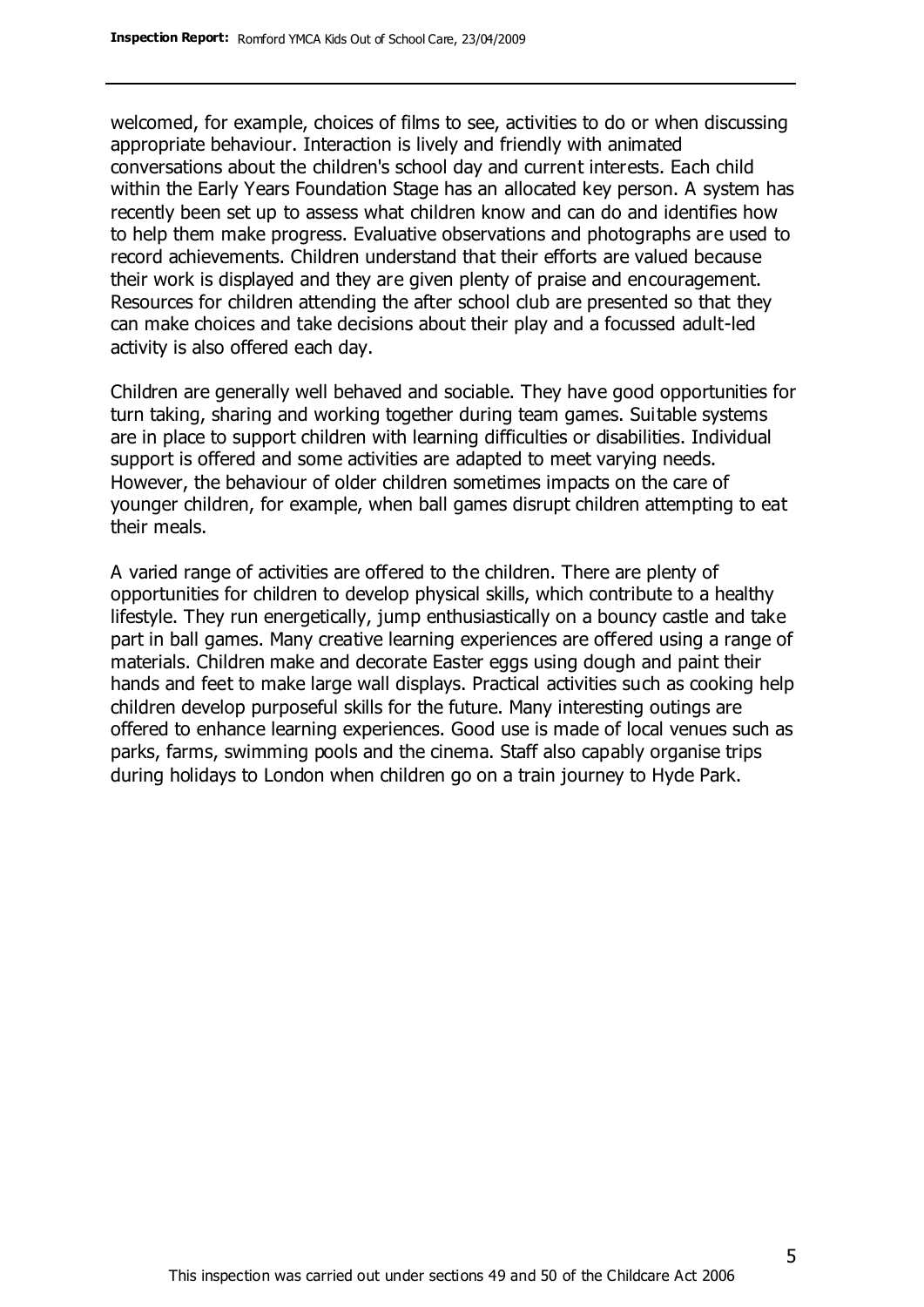welcomed, for example, choices of films to see, activities to do or when discussing appropriate behaviour. Interaction is lively and friendly with animated conversations about the children's school day and current interests. Each child within the Early Years Foundation Stage has an allocated key person. A system has recently been set up to assess what children know and can do and identifies how to help them make progress. Evaluative observations and photographs are used to record achievements. Children understand that their efforts are valued because their work is displayed and they are given plenty of praise and encouragement. Resources for children attending the after school club are presented so that they can make choices and take decisions about their play and a focussed adult-led activity is also offered each day.

Children are generally well behaved and sociable. They have good opportunities for turn taking, sharing and working together during team games. Suitable systems are in place to support children with learning difficulties or disabilities. Individual support is offered and some activities are adapted to meet varying needs. However, the behaviour of older children sometimes impacts on the care of younger children, for example, when ball games disrupt children attempting to eat their meals.

A varied range of activities are offered to the children. There are plenty of opportunities for children to develop physical skills, which contribute to a healthy lifestyle. They run energetically, jump enthusiastically on a bouncy castle and take part in ball games. Many creative learning experiences are offered using a range of materials. Children make and decorate Easter eggs using dough and paint their hands and feet to make large wall displays. Practical activities such as cooking help children develop purposeful skills for the future. Many interesting outings are offered to enhance learning experiences. Good use is made of local venues such as parks, farms, swimming pools and the cinema. Staff also capably organise trips during holidays to London when children go on a train journey to Hyde Park.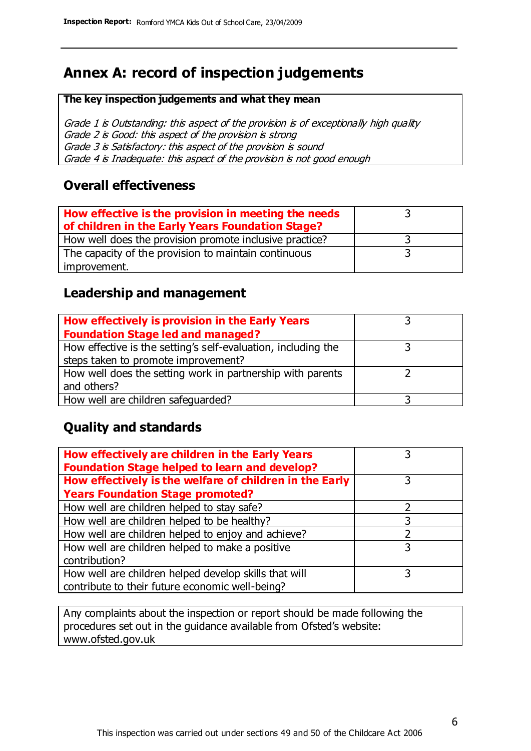# Annex A: record of inspection judgements

| **The key inspection judgements and what they mean** |
|---|
| *Grade 1 is Outstanding: this aspect of the provision is of exceptionally high quality* |
| *Grade 2 is Good: this aspect of the provision is strong* |
| *Grade 3 is Satisfactory: this aspect of the provision is sound* |
| *Grade 4 is Inadequate: this aspect of the provision is not good enough* |

## Overall effectiveness

| | |
|---|---|
| **How effective is the provision in meeting the needs of children in the Early Years Foundation Stage?** | 3 |
| How well does the provision promote inclusive practice? | 3 |
| The capacity of the provision to maintain continuous improvement. | 3 |

## Leadership and management

| | |
|---|---|
| **How effectively is provision in the Early Years Foundation Stage led and managed?** | 3 |
| How effective is the setting's self-evaluation, including the steps taken to promote improvement? | 3 |
| How well does the setting work in partnership with parents and others? | 2 |
| How well are children safeguarded? | 3 |

## Quality and standards

| | |
|---|---|
| **How effectively are children in the Early Years Foundation Stage helped to learn and develop?** | 3 |
| **How effectively is the welfare of children in the Early Years Foundation Stage promoted?** | 3 |
| How well are children helped to stay safe? | 2 |
| How well are children helped to be healthy? | 3 |
| How well are children helped to enjoy and achieve? | 2 |
| How well are children helped to make a positive contribution? | 3 |
| How well are children helped develop skills that will contribute to their future economic well-being? | 3 |

Any complaints about the inspection or report should be made following the procedures set out in the guidance available from Ofsted's website: www.ofsted.gov.uk

This inspection was carried out under sections 49 and 50 of the Childcare Act 2006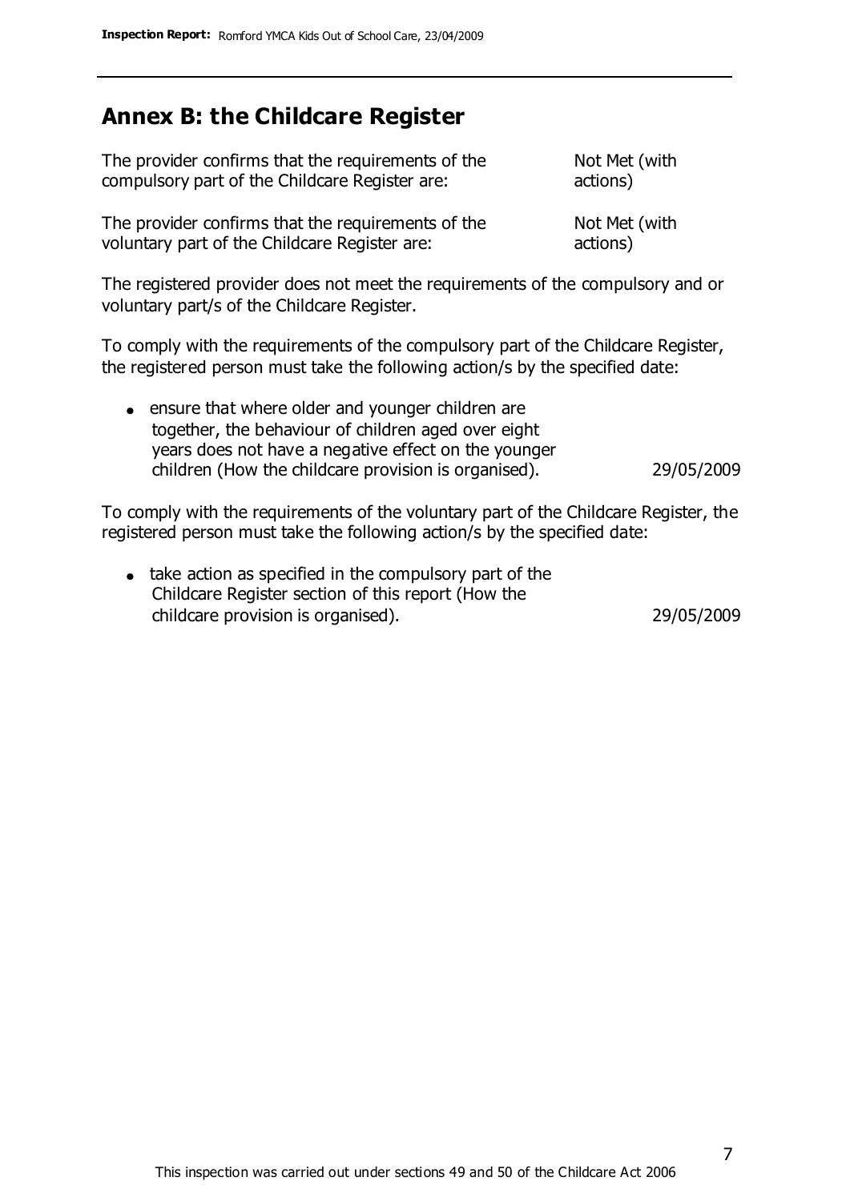## Annex B: the Childcare Register

| | |
|---|---|
| The provider confirms that the requirements of the compulsory part of the Childcare Register are: | Not Met (with actions) |
| The provider confirms that the requirements of the voluntary part of the Childcare Register are: | Not Met (with actions) |

The registered provider does not meet the requirements of the compulsory and or voluntary part/s of the Childcare Register.

To comply with the requirements of the compulsory part of the Childcare Register, the registered person must take the following action/s by the specified date:

| | |
|---|---|
| • ensure that where older and younger children are together, the behaviour of children aged over eight years does not have a negative effect on the younger children (How the childcare provision is organised). | 29/05/2009 |

To comply with the requirements of the voluntary part of the Childcare Register, the registered person must take the following action/s by the specified date:

| | |
|---|---|
| • take action as specified in the compulsory part of the Childcare Register section of this report (How the childcare provision is organised). | 29/05/2009 |

This inspection was carried out under sections 49 and 50 of the Childcare Act 2006